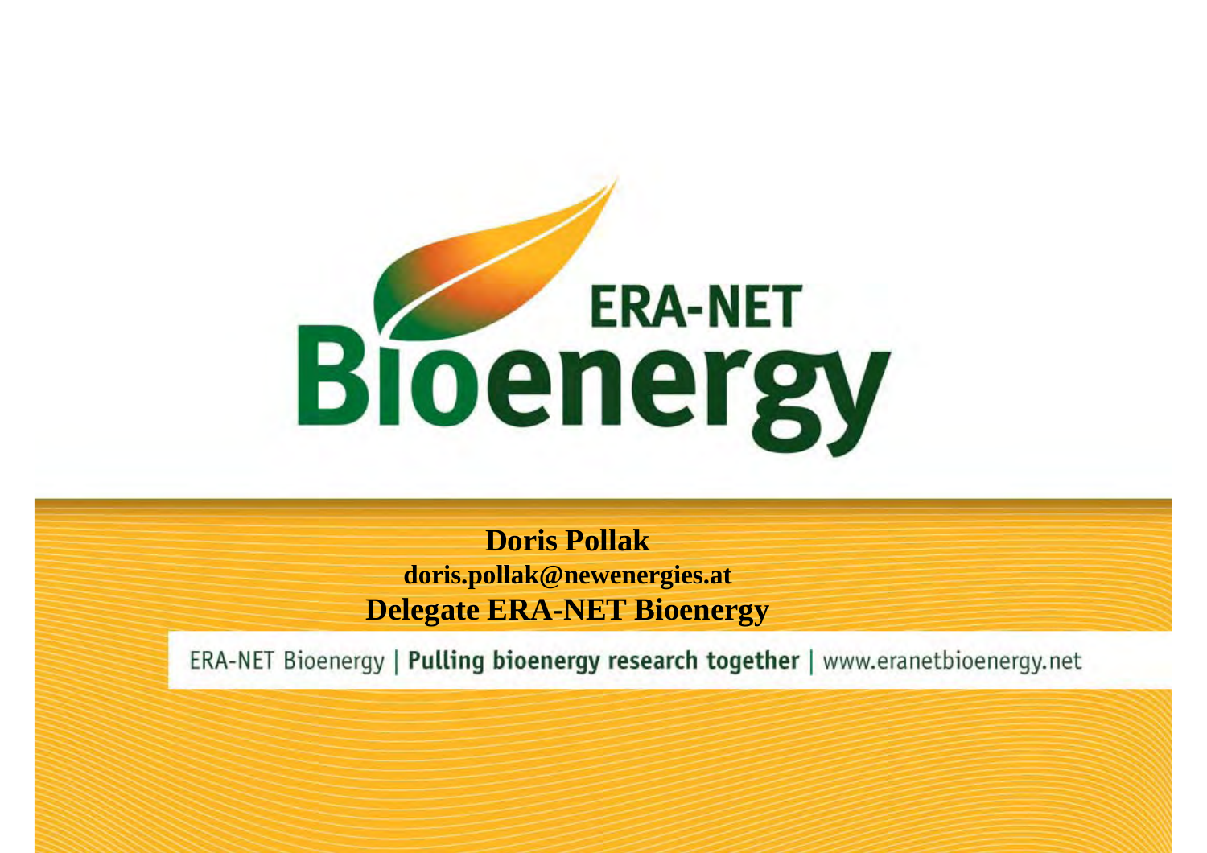# ERA-NET Bioenergy

**Doris Pollak**

**doris.pollak@newenergies.at**

**Delegate ERA-NET Bioenergy**

ERA-NET Bioenergy | **Pulling bioenergy research together** | www.eranetbioenergy.net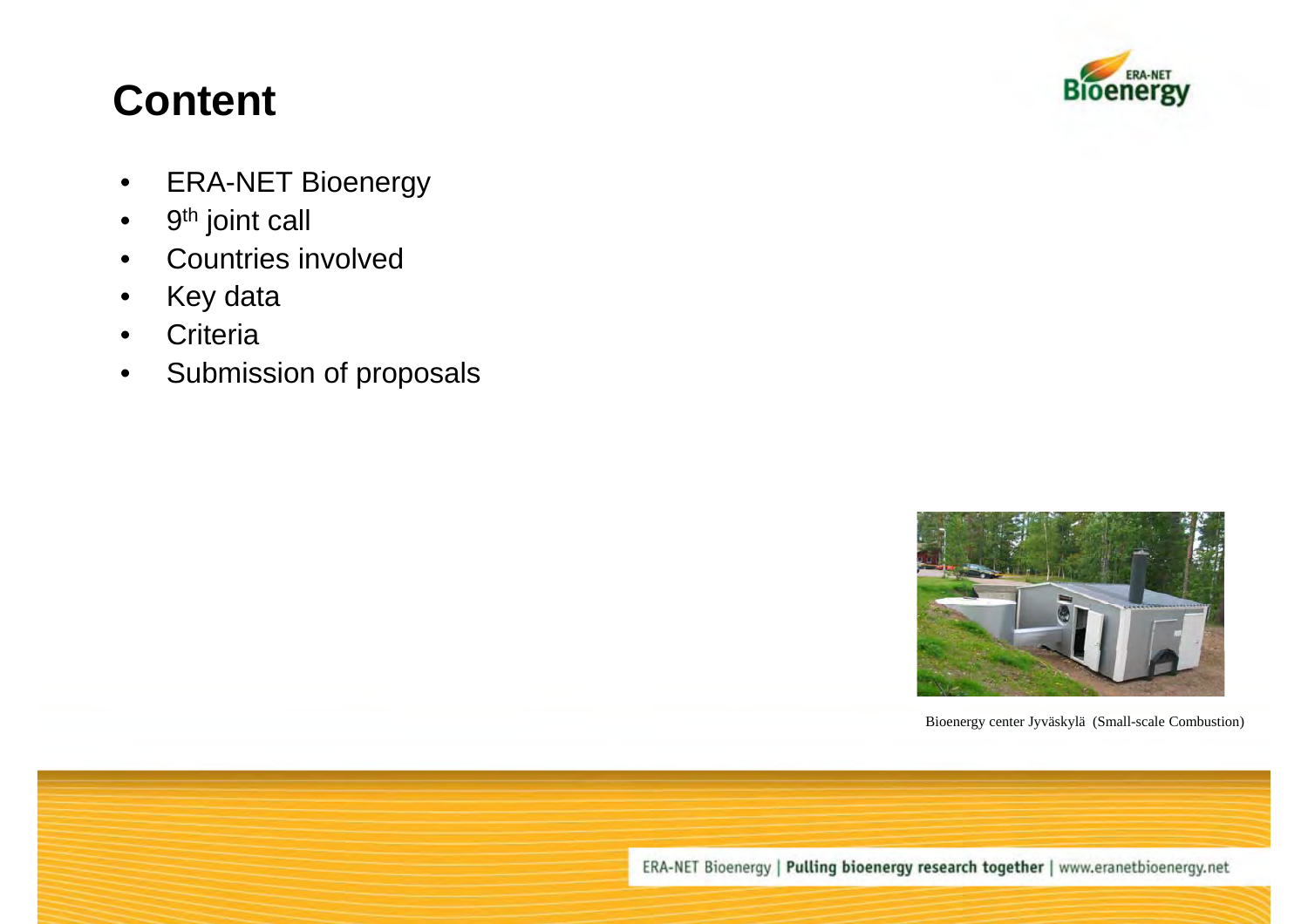# Content

- ERA-NET Bioenergy
- $9^{th}$ joint call
- Countries involved
- Key data
- Criteria
- Submission of proposals

Bioenergy center Jyväskylä (Small-scale Combustion)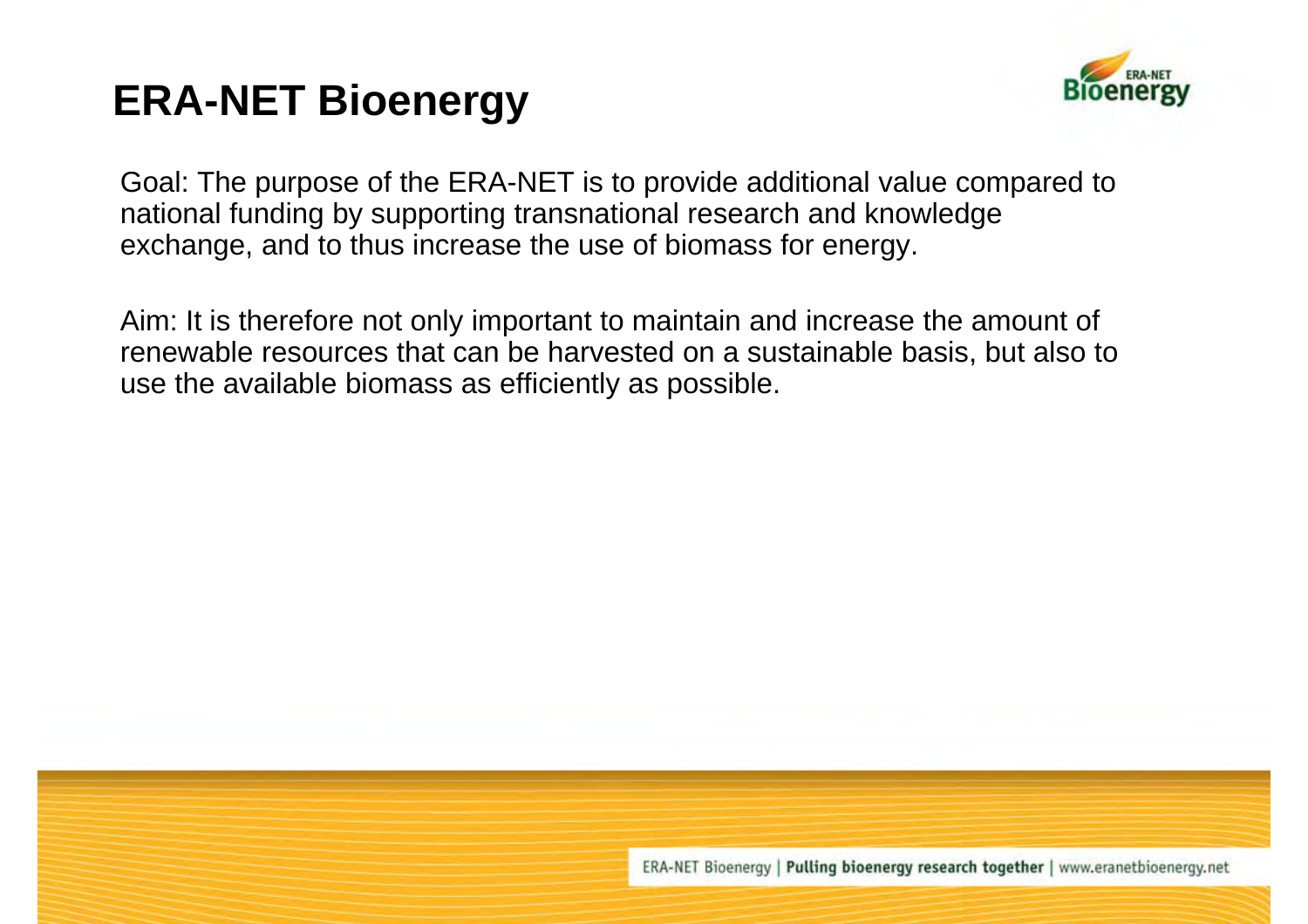# ERA-NET Bioenergy

Goal: The purpose of the ERA-NET is to provide additional value compared to national funding by supporting transnational research and knowledge exchange, and to thus increase the use of biomass for energy.

Aim: It is therefore not only important to maintain and increase the amount of renewable resources that can be harvested on a sustainable basis, but also to use the available biomass as efficiently as possible.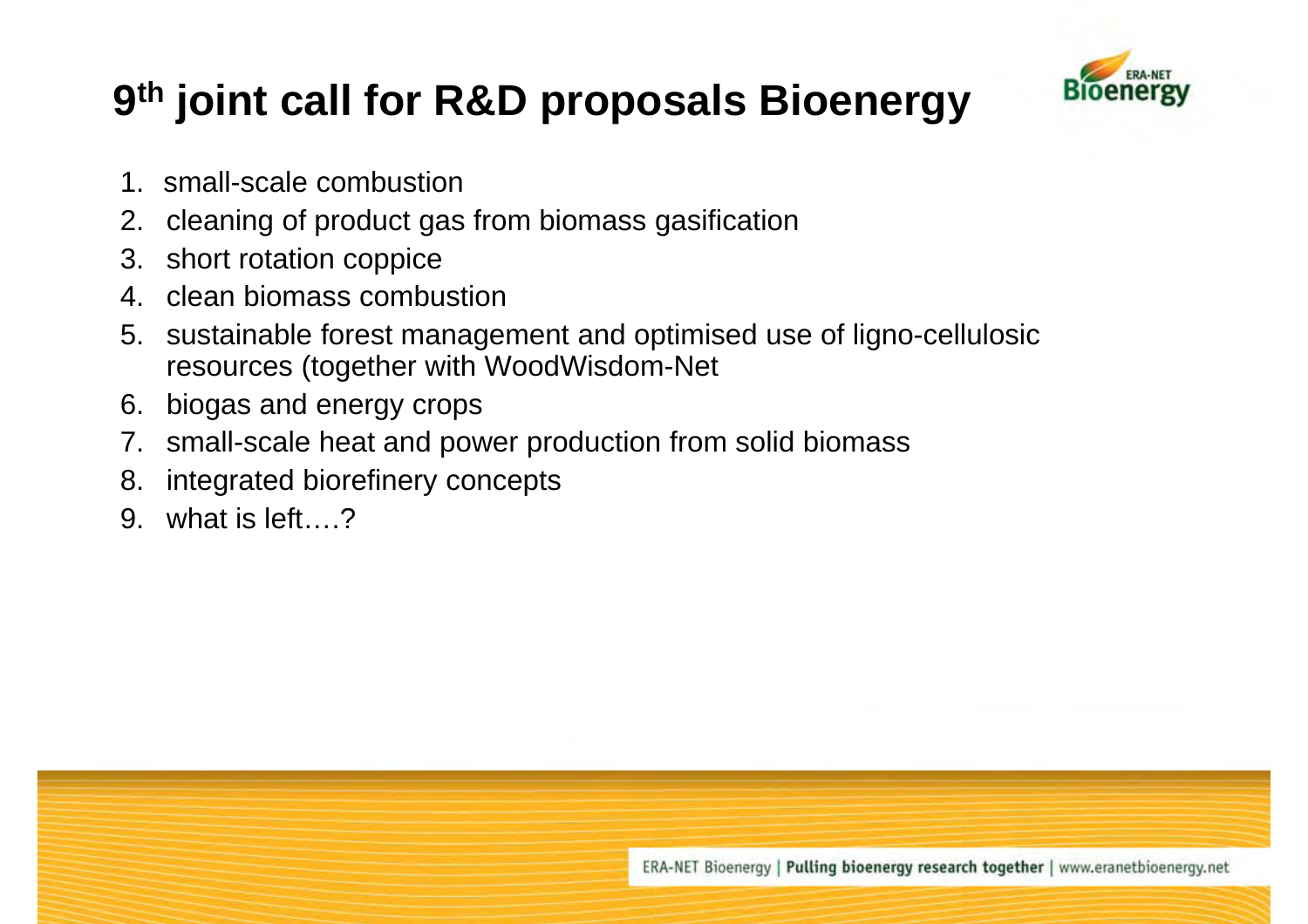# 9th joint call for R&D proposals Bioenergy

1. small-scale combustion
2. cleaning of product gas from biomass gasification
3. short rotation coppice
4. clean biomass combustion
5. sustainable forest management and optimised use of ligno-cellulosic resources (together with WoodWisdom-Net
6. biogas and energy crops
7. small-scale heat and power production from solid biomass
8. integrated biorefinery concepts
9. what is left….?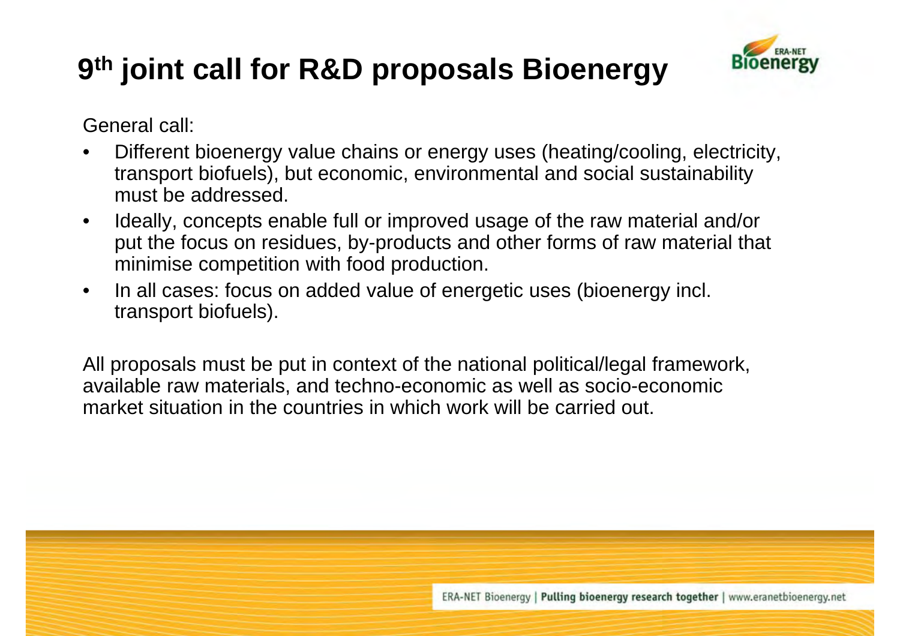# 9th joint call for R&D proposals Bioenergy

General call:

- Different bioenergy value chains or energy uses (heating/cooling, electricity, transport biofuels), but economic, environmental and social sustainability must be addressed.
- Ideally, concepts enable full or improved usage of the raw material and/or put the focus on residues, by-products and other forms of raw material that minimise competition with food production.
- In all cases: focus on added value of energetic uses (bioenergy incl. transport biofuels).

All proposals must be put in context of the national political/legal framework, available raw materials, and techno-economic as well as socio-economic market situation in the countries in which work will be carried out.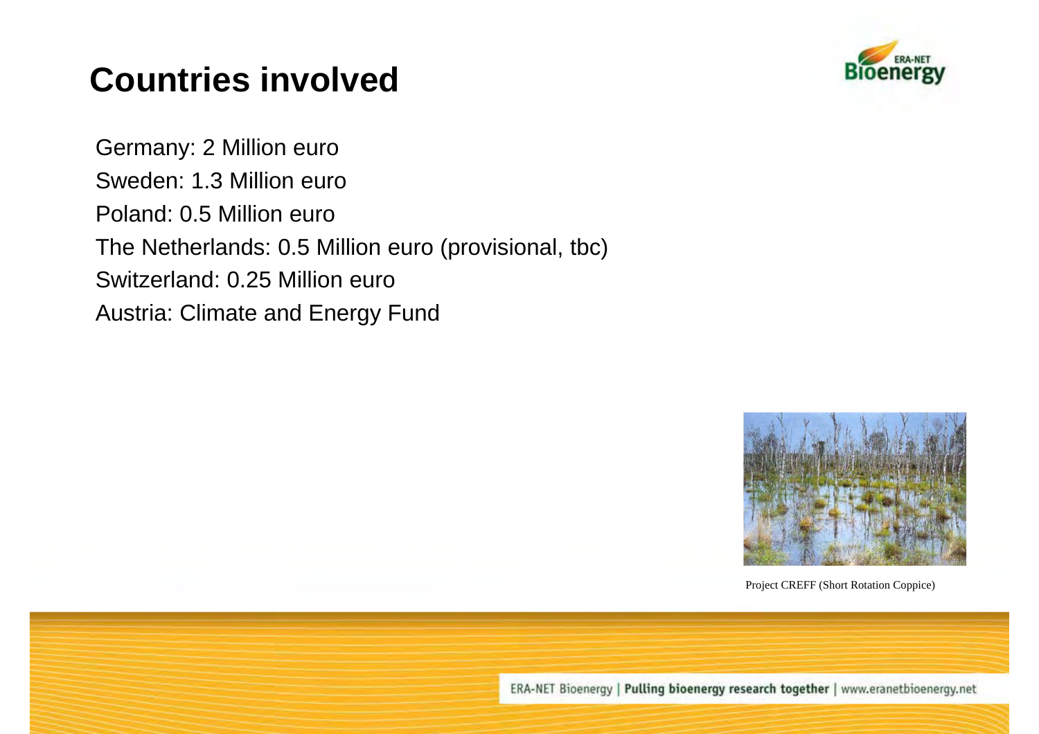# Countries involved

Germany: 2 Million euro

Sweden: 1.3 Million euro

Poland: 0.5 Million euro

The Netherlands: 0.5 Million euro (provisional, tbc)

Switzerland: 0.25 Million euro

Austria: Climate and Energy Fund

Project CREFF (Short Rotation Coppice)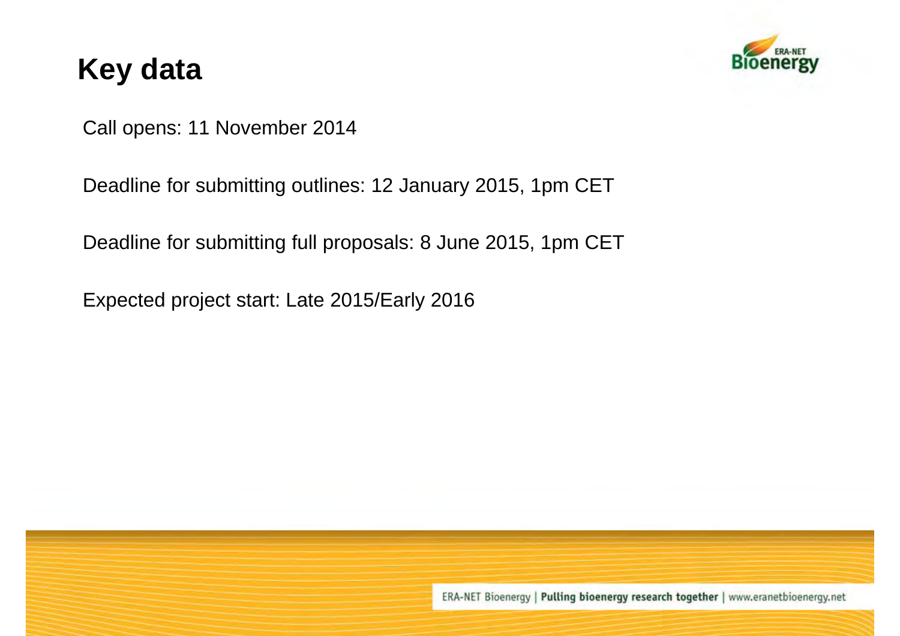# Key data

Call opens: 11 November 2014

Deadline for submitting outlines: 12 January 2015, 1pm CET

Deadline for submitting full proposals: 8 June 2015, 1pm CET

Expected project start: Late 2015/Early 2016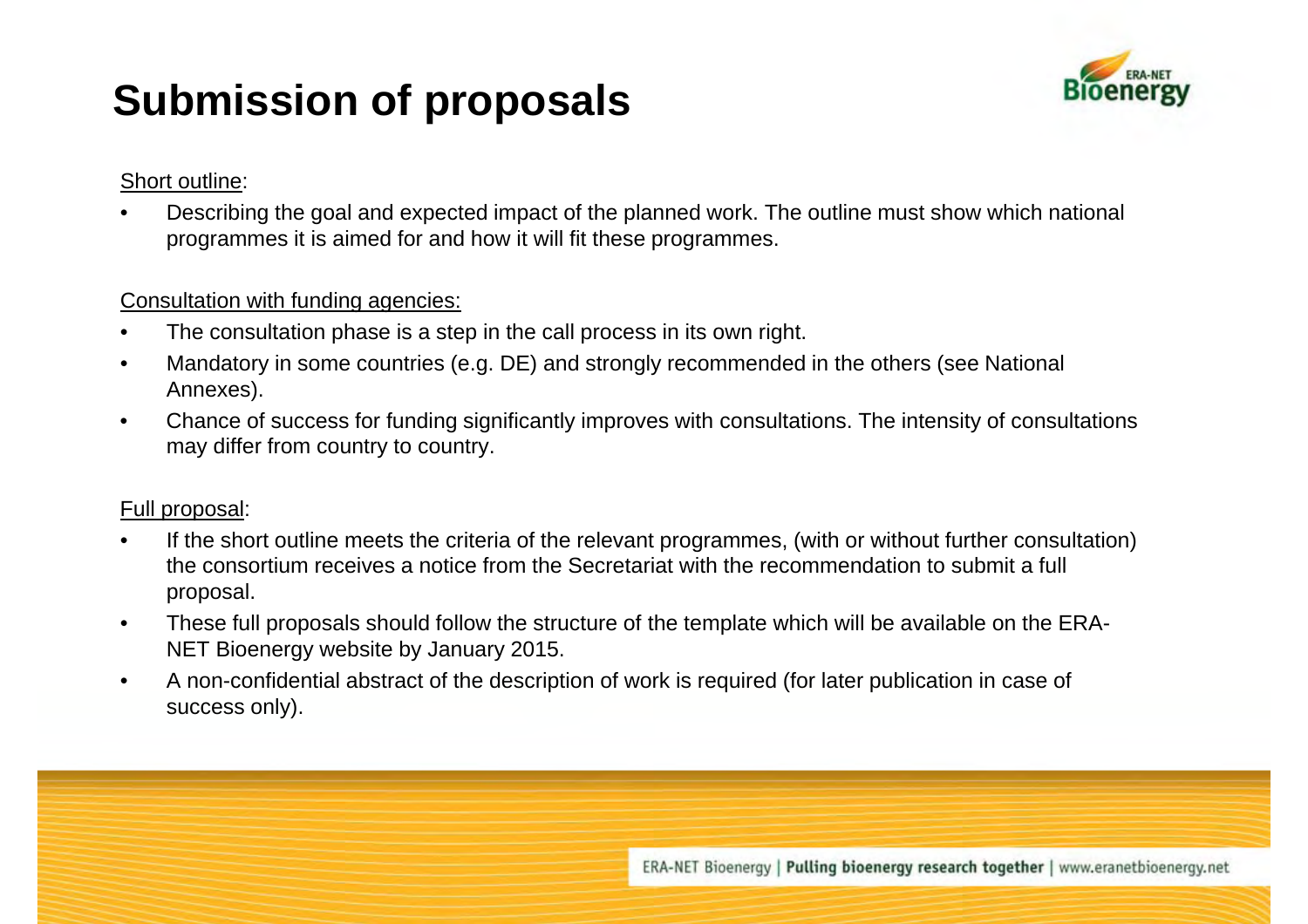# Submission of proposals

Short outline:

- Describing the goal and expected impact of the planned work. The outline must show which national programmes it is aimed for and how it will fit these programmes.

Consultation with funding agencies:

- The consultation phase is a step in the call process in its own right.
- Mandatory in some countries (e.g. DE) and strongly recommended in the others (see National Annexes).
- Chance of success for funding significantly improves with consultations. The intensity of consultations may differ from country to country.

Full proposal:

- If the short outline meets the criteria of the relevant programmes, (with or without further consultation) the consortium receives a notice from the Secretariat with the recommendation to submit a full proposal.
- These full proposals should follow the structure of the template which will be available on the ERA-NET Bioenergy website by January 2015.
- A non-confidential abstract of the description of work is required (for later publication in case of success only).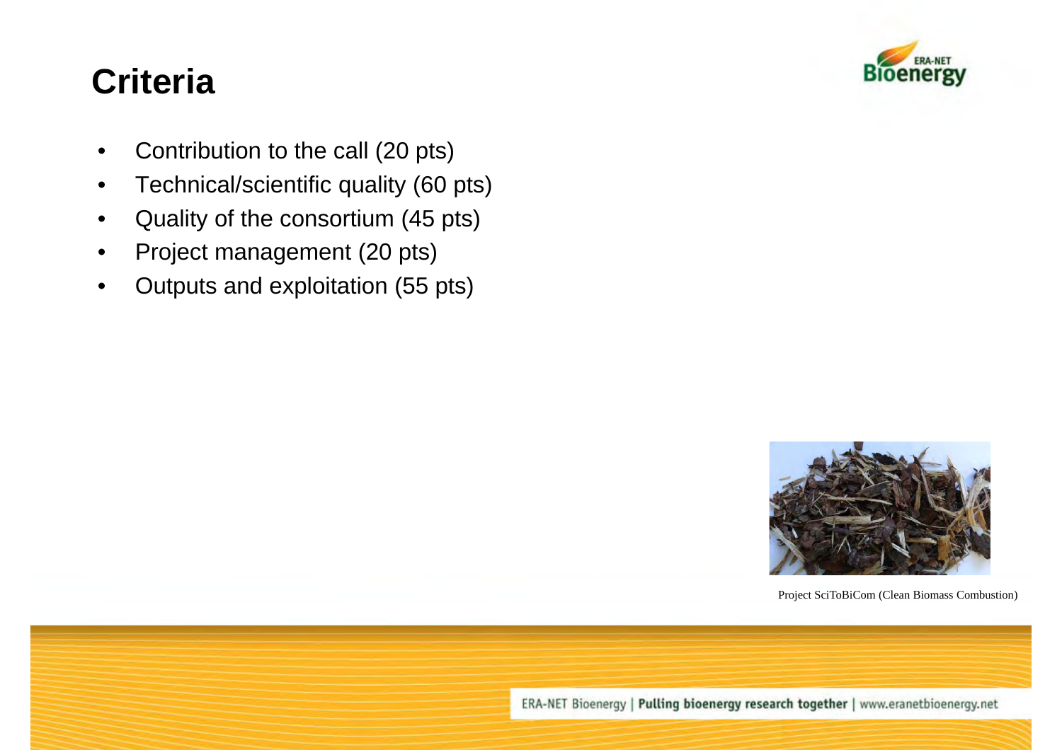# Criteria

- Contribution to the call (20 pts)
- Technical/scientific quality (60 pts)
- Quality of the consortium (45 pts)
- Project management (20 pts)
- Outputs and exploitation (55 pts)

Project SciToBiCom (Clean Biomass Combustion)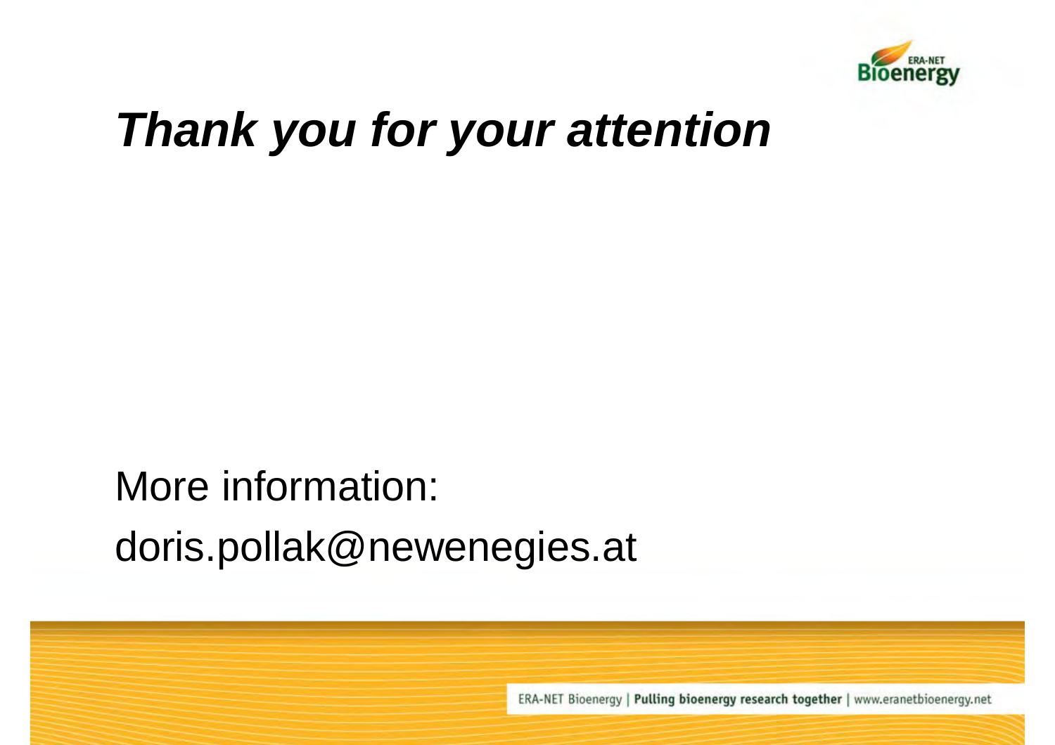# *Thank you for your attention*

More information:

doris.pollak@newenegies.at